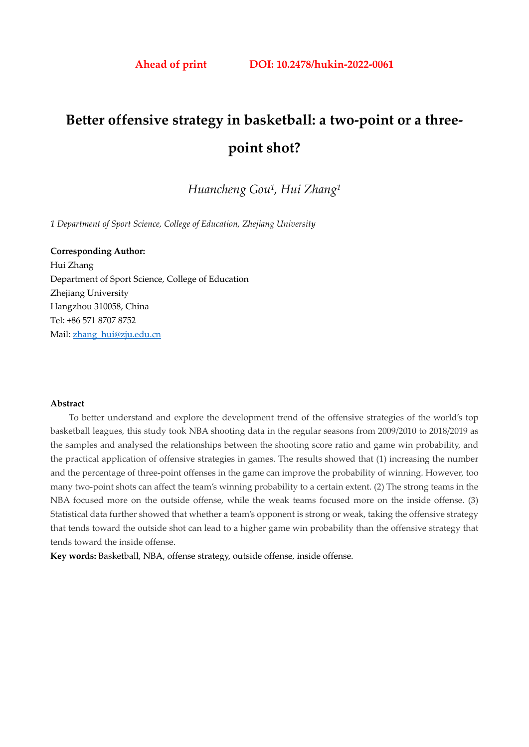**Ahead of print DOI: 10.2478/hukin-2022-0061**

# Better offensive strategy in basketball: a two-point or a three-point shot?

*Huancheng Gou[1], Hui Zhang[1]*

*1 Department of Sport Science, College of Education, Zhejiang University*

**Corresponding Author:**
Hui Zhang
Department of Sport Science, College of Education
Zhejiang University
Hangzhou 310058, China
Tel: +86 571 8707 8752
Mail: zhang_hui@zju.edu.cn

**Abstract**

To better understand and explore the development trend of the offensive strategies of the world's top basketball leagues, this study took NBA shooting data in the regular seasons from 2009/2010 to 2018/2019 as the samples and analysed the relationships between the shooting score ratio and game win probability, and the practical application of offensive strategies in games. The results showed that (1) increasing the number and the percentage of three-point offenses in the game can improve the probability of winning. However, too many two-point shots can affect the team's winning probability to a certain extent. (2) The strong teams in the NBA focused more on the outside offense, while the weak teams focused more on the inside offense. (3) Statistical data further showed that whether a team's opponent is strong or weak, taking the offensive strategy that tends toward the outside shot can lead to a higher game win probability than the offensive strategy that tends toward the inside offense.

**Key words:** Basketball, NBA, offense strategy, outside offense, inside offense.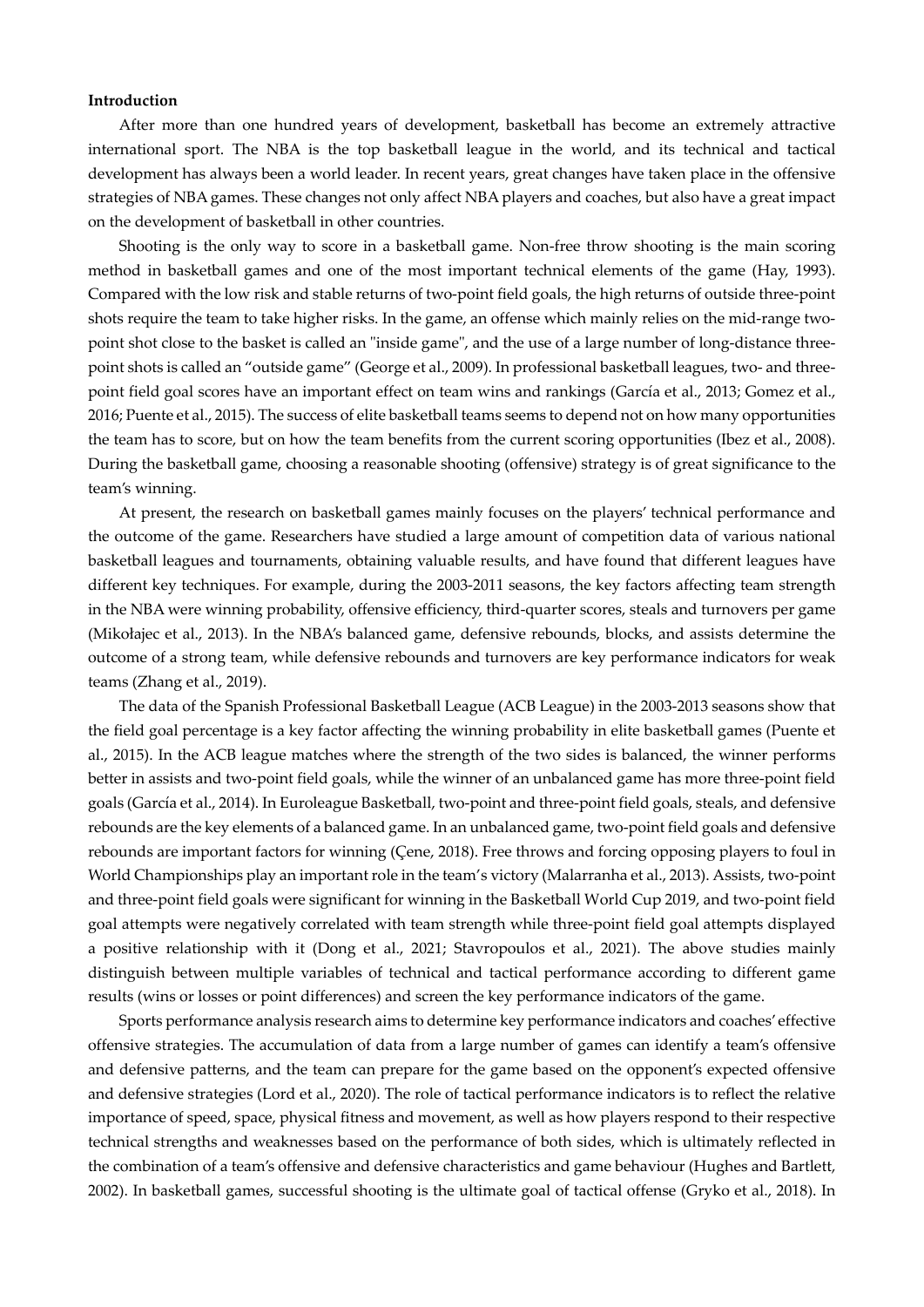**Introduction**

After more than one hundred years of development, basketball has become an extremely attractive international sport. The NBA is the top basketball league in the world, and its technical and tactical development has always been a world leader. In recent years, great changes have taken place in the offensive strategies of NBA games. These changes not only affect NBA players and coaches, but also have a great impact on the development of basketball in other countries.

Shooting is the only way to score in a basketball game. Non-free throw shooting is the main scoring method in basketball games and one of the most important technical elements of the game (Hay, 1993). Compared with the low risk and stable returns of two-point field goals, the high returns of outside three-point shots require the team to take higher risks. In the game, an offense which mainly relies on the mid-range two-point shot close to the basket is called an "inside game", and the use of a large number of long-distance three-point shots is called an “outside game” (George et al., 2009). In professional basketball leagues, two- and three-point field goal scores have an important effect on team wins and rankings (García et al., 2013; Gomez et al., 2016; Puente et al., 2015). The success of elite basketball teams seems to depend not on how many opportunities the team has to score, but on how the team benefits from the current scoring opportunities (Ibez et al., 2008). During the basketball game, choosing a reasonable shooting (offensive) strategy is of great significance to the team’s winning.

At present, the research on basketball games mainly focuses on the players’ technical performance and the outcome of the game. Researchers have studied a large amount of competition data of various national basketball leagues and tournaments, obtaining valuable results, and have found that different leagues have different key techniques. For example, during the 2003-2011 seasons, the key factors affecting team strength in the NBA were winning probability, offensive efficiency, third-quarter scores, steals and turnovers per game (Mikołajec et al., 2013). In the NBA’s balanced game, defensive rebounds, blocks, and assists determine the outcome of a strong team, while defensive rebounds and turnovers are key performance indicators for weak teams (Zhang et al., 2019).

The data of the Spanish Professional Basketball League (ACB League) in the 2003-2013 seasons show that the field goal percentage is a key factor affecting the winning probability in elite basketball games (Puente et al., 2015). In the ACB league matches where the strength of the two sides is balanced, the winner performs better in assists and two-point field goals, while the winner of an unbalanced game has more three-point field goals (García et al., 2014). In Euroleague Basketball, two-point and three-point field goals, steals, and defensive rebounds are the key elements of a balanced game. In an unbalanced game, two-point field goals and defensive rebounds are important factors for winning (Çene, 2018). Free throws and forcing opposing players to foul in World Championships play an important role in the team’s victory (Malarranha et al., 2013). Assists, two-point and three-point field goals were significant for winning in the Basketball World Cup 2019, and two-point field goal attempts were negatively correlated with team strength while three-point field goal attempts displayed a positive relationship with it (Dong et al., 2021; Stavropoulos et al., 2021). The above studies mainly distinguish between multiple variables of technical and tactical performance according to different game results (wins or losses or point differences) and screen the key performance indicators of the game.

Sports performance analysis research aims to determine key performance indicators and coaches’ effective offensive strategies. The accumulation of data from a large number of games can identify a team’s offensive and defensive patterns, and the team can prepare for the game based on the opponent’s expected offensive and defensive strategies (Lord et al., 2020). The role of tactical performance indicators is to reflect the relative importance of speed, space, physical fitness and movement, as well as how players respond to their respective technical strengths and weaknesses based on the performance of both sides, which is ultimately reflected in the combination of a team’s offensive and defensive characteristics and game behaviour (Hughes and Bartlett, 2002). In basketball games, successful shooting is the ultimate goal of tactical offense (Gryko et al., 2018). In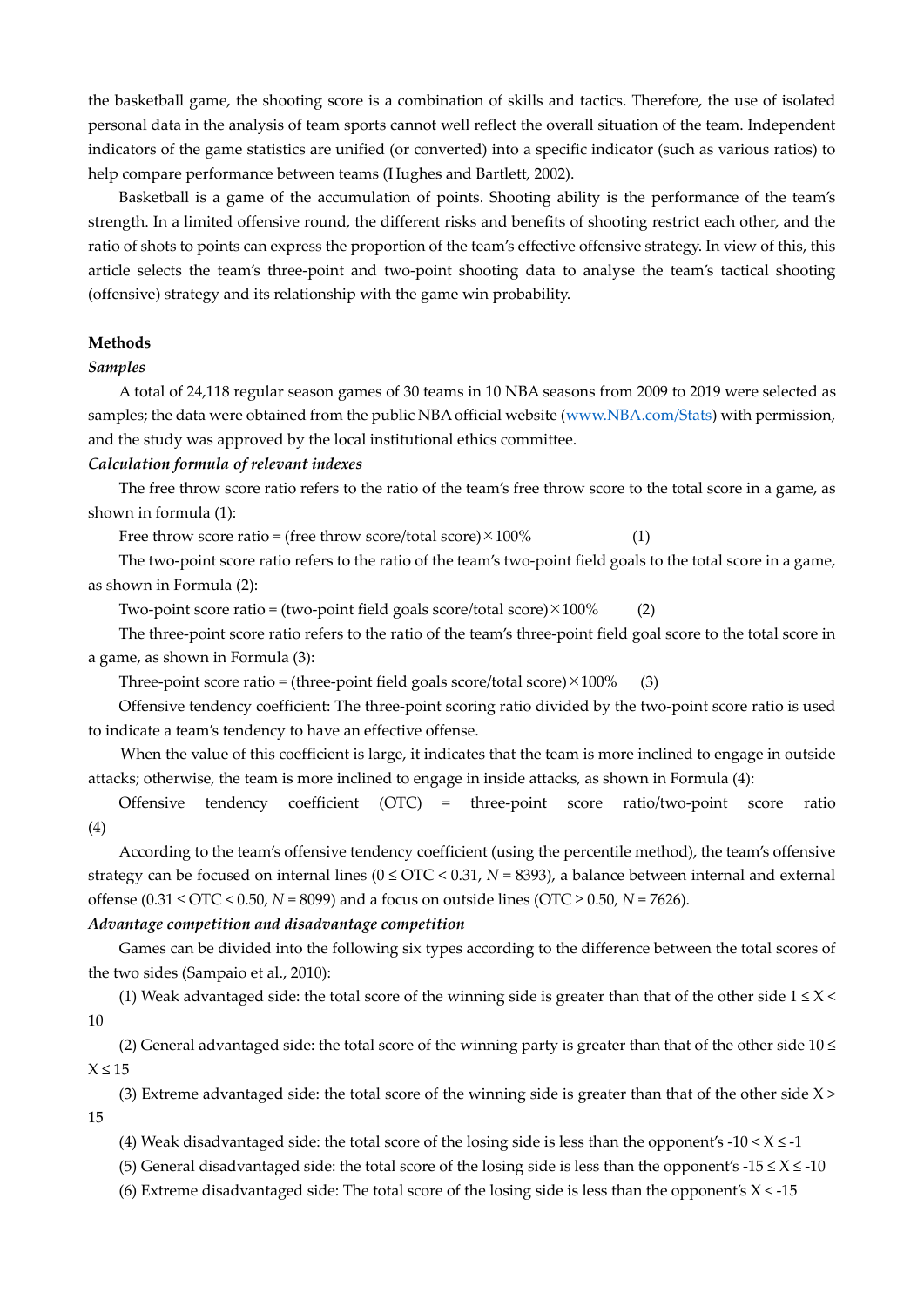the basketball game, the shooting score is a combination of skills and tactics. Therefore, the use of isolated personal data in the analysis of team sports cannot well reflect the overall situation of the team. Independent indicators of the game statistics are unified (or converted) into a specific indicator (such as various ratios) to help compare performance between teams (Hughes and Bartlett, 2002).

Basketball is a game of the accumulation of points. Shooting ability is the performance of the team's strength. In a limited offensive round, the different risks and benefits of shooting restrict each other, and the ratio of shots to points can express the proportion of the team's effective offensive strategy. In view of this, this article selects the team's three-point and two-point shooting data to analyse the team's tactical shooting (offensive) strategy and its relationship with the game win probability.

## Methods

### *Samples*

A total of 24,118 regular season games of 30 teams in 10 NBA seasons from 2009 to 2019 were selected as samples; the data were obtained from the public NBA official website (www.NBA.com/Stats) with permission, and the study was approved by the local institutional ethics committee.

### *Calculation formula of relevant indexes*

The free throw score ratio refers to the ratio of the team's free throw score to the total score in a game, as shown in formula (1):

Free throw score ratio = (free throw score/total score) × 100% (1)

The two-point score ratio refers to the ratio of the team's two-point field goals to the total score in a game, as shown in Formula (2):

Two-point score ratio = (two-point field goals score/total score) × 100% (2)

The three-point score ratio refers to the ratio of the team's three-point field goal score to the total score in a game, as shown in Formula (3):

Three-point score ratio = (three-point field goals score/total score) × 100% (3)

Offensive tendency coefficient: The three-point scoring ratio divided by the two-point score ratio is used to indicate a team's tendency to have an effective offense.

When the value of this coefficient is large, it indicates that the team is more inclined to engage in outside attacks; otherwise, the team is more inclined to engage in inside attacks, as shown in Formula (4):

Offensive tendency coefficient (OTC) = three-point score ratio/two-point score ratio (4)

According to the team's offensive tendency coefficient (using the percentile method), the team's offensive strategy can be focused on internal lines ($0 \le OTC < 0.31$, $N = 8393$), a balance between internal and external offense ($0.31 \le OTC < 0.50$, $N = 8099$) and a focus on outside lines ($OTC \ge 0.50$, $N = 7626$).

### *Advantage competition and disadvantage competition*

Games can be divided into the following six types according to the difference between the total scores of the two sides (Sampaio et al., 2010):

(1) Weak advantaged side: the total score of the winning side is greater than that of the other side $1 \le X < 10$

(2) General advantaged side: the total score of the winning party is greater than that of the other side $10 \le X \le 15$

(3) Extreme advantaged side: the total score of the winning side is greater than that of the other side $X > 15$

(4) Weak disadvantaged side: the total score of the losing side is less than the opponent's $-10 < X \le -1$

(5) General disadvantaged side: the total score of the losing side is less than the opponent's $-15 \le X \le -10$

(6) Extreme disadvantaged side: The total score of the losing side is less than the opponent's $X < -15$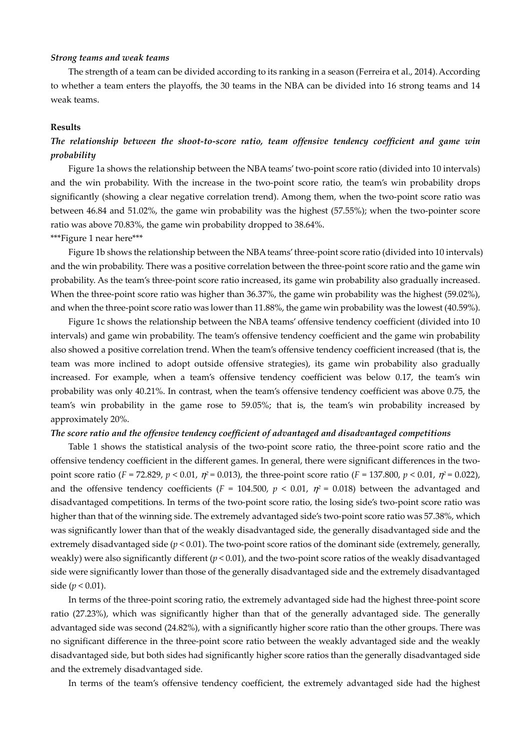*Strong teams and weak teams*

The strength of a team can be divided according to its ranking in a season (Ferreira et al., 2014). According to whether a team enters the playoffs, the 30 teams in the NBA can be divided into 16 strong teams and 14 weak teams.

**Results**

***The relationship between the shoot-to-score ratio, team offensive tendency coefficient and game win probability***

Figure 1a shows the relationship between the NBA teams' two-point score ratio (divided into 10 intervals) and the win probability. With the increase in the two-point score ratio, the team's win probability drops significantly (showing a clear negative correlation trend). Among them, when the two-point score ratio was between 46.84 and 51.02%, the game win probability was the highest (57.55%); when the two-pointer score ratio was above 70.83%, the game win probability dropped to 38.64%.

***Figure 1 near here***

Figure 1b shows the relationship between the NBA teams' three-point score ratio (divided into 10 intervals) and the win probability. There was a positive correlation between the three-point score ratio and the game win probability. As the team's three-point score ratio increased, its game win probability also gradually increased. When the three-point score ratio was higher than 36.37%, the game win probability was the highest (59.02%), and when the three-point score ratio was lower than 11.88%, the game win probability was the lowest (40.59%).

Figure 1c shows the relationship between the NBA teams' offensive tendency coefficient (divided into 10 intervals) and game win probability. The team's offensive tendency coefficient and the game win probability also showed a positive correlation trend. When the team's offensive tendency coefficient increased (that is, the team was more inclined to adopt outside offensive strategies), its game win probability also gradually increased. For example, when a team's offensive tendency coefficient was below 0.17, the team's win probability was only 40.21%. In contrast, when the team's offensive tendency coefficient was above 0.75, the team's win probability in the game rose to 59.05%; that is, the team's win probability increased by approximately 20%.

***The score ratio and the offensive tendency coefficient of advantaged and disadvantaged competitions***

Table 1 shows the statistical analysis of the two-point score ratio, the three-point score ratio and the offensive tendency coefficient in the different games. In general, there were significant differences in the two-point score ratio ($F$ = 72.829, $p$ < 0.01, $\eta^2$ = 0.013), the three-point score ratio ($F$ = 137.800, $p$ < 0.01, $\eta^2$ = 0.022), and the offensive tendency coefficients ($F$ = 104.500, $p$ < 0.01, $\eta^2$ = 0.018) between the advantaged and disadvantaged competitions. In terms of the two-point score ratio, the losing side's two-point score ratio was higher than that of the winning side. The extremely advantaged side's two-point score ratio was 57.38%, which was significantly lower than that of the weakly disadvantaged side, the generally disadvantaged side and the extremely disadvantaged side ($p$ < 0.01). The two-point score ratios of the dominant side (extremely, generally, weakly) were also significantly different ($p$ < 0.01), and the two-point score ratios of the weakly disadvantaged side were significantly lower than those of the generally disadvantaged side and the extremely disadvantaged side ($p$ < 0.01).

In terms of the three-point scoring ratio, the extremely advantaged side had the highest three-point score ratio (27.23%), which was significantly higher than that of the generally advantaged side. The generally advantaged side was second (24.82%), with a significantly higher score ratio than the other groups. There was no significant difference in the three-point score ratio between the weakly advantaged side and the weakly disadvantaged side, but both sides had significantly higher score ratios than the generally disadvantaged side and the extremely disadvantaged side.

In terms of the team's offensive tendency coefficient, the extremely advantaged side had the highest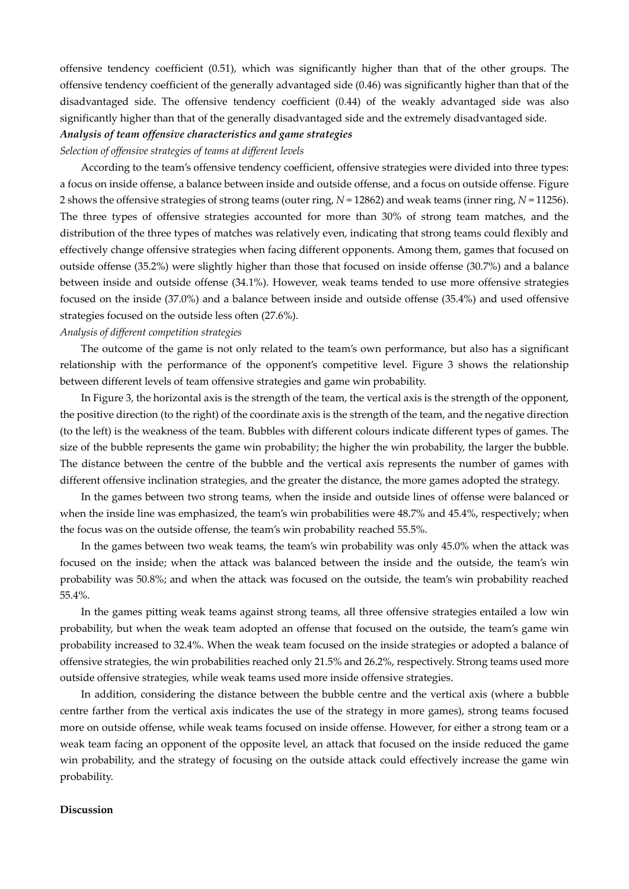offensive tendency coefficient (0.51), which was significantly higher than that of the other groups. The offensive tendency coefficient of the generally advantaged side (0.46) was significantly higher than that of the disadvantaged side. The offensive tendency coefficient (0.44) of the weakly advantaged side was also significantly higher than that of the generally disadvantaged side and the extremely disadvantaged side.

***Analysis of team offensive characteristics and game strategies***

*Selection of offensive strategies of teams at different levels*

According to the team's offensive tendency coefficient, offensive strategies were divided into three types: a focus on inside offense, a balance between inside and outside offense, and a focus on outside offense. Figure 2 shows the offensive strategies of strong teams (outer ring, $N$ = 12862) and weak teams (inner ring, $N$ = 11256). The three types of offensive strategies accounted for more than 30% of strong team matches, and the distribution of the three types of matches was relatively even, indicating that strong teams could flexibly and effectively change offensive strategies when facing different opponents. Among them, games that focused on outside offense (35.2%) were slightly higher than those that focused on inside offense (30.7%) and a balance between inside and outside offense (34.1%). However, weak teams tended to use more offensive strategies focused on the inside (37.0%) and a balance between inside and outside offense (35.4%) and used offensive strategies focused on the outside less often (27.6%).

*Analysis of different competition strategies*

The outcome of the game is not only related to the team's own performance, but also has a significant relationship with the performance of the opponent's competitive level. Figure 3 shows the relationship between different levels of team offensive strategies and game win probability.

In Figure 3, the horizontal axis is the strength of the team, the vertical axis is the strength of the opponent, the positive direction (to the right) of the coordinate axis is the strength of the team, and the negative direction (to the left) is the weakness of the team. Bubbles with different colours indicate different types of games. The size of the bubble represents the game win probability; the higher the win probability, the larger the bubble. The distance between the centre of the bubble and the vertical axis represents the number of games with different offensive inclination strategies, and the greater the distance, the more games adopted the strategy.

In the games between two strong teams, when the inside and outside lines of offense were balanced or when the inside line was emphasized, the team's win probabilities were 48.7% and 45.4%, respectively; when the focus was on the outside offense, the team's win probability reached 55.5%.

In the games between two weak teams, the team's win probability was only 45.0% when the attack was focused on the inside; when the attack was balanced between the inside and the outside, the team's win probability was 50.8%; and when the attack was focused on the outside, the team's win probability reached 55.4%.

In the games pitting weak teams against strong teams, all three offensive strategies entailed a low win probability, but when the weak team adopted an offense that focused on the outside, the team's game win probability increased to 32.4%. When the weak team focused on the inside strategies or adopted a balance of offensive strategies, the win probabilities reached only 21.5% and 26.2%, respectively. Strong teams used more outside offensive strategies, while weak teams used more inside offensive strategies.

In addition, considering the distance between the bubble centre and the vertical axis (where a bubble centre farther from the vertical axis indicates the use of the strategy in more games), strong teams focused more on outside offense, while weak teams focused on inside offense. However, for either a strong team or a weak team facing an opponent of the opposite level, an attack that focused on the inside reduced the game win probability, and the strategy of focusing on the outside attack could effectively increase the game win probability.

**Discussion**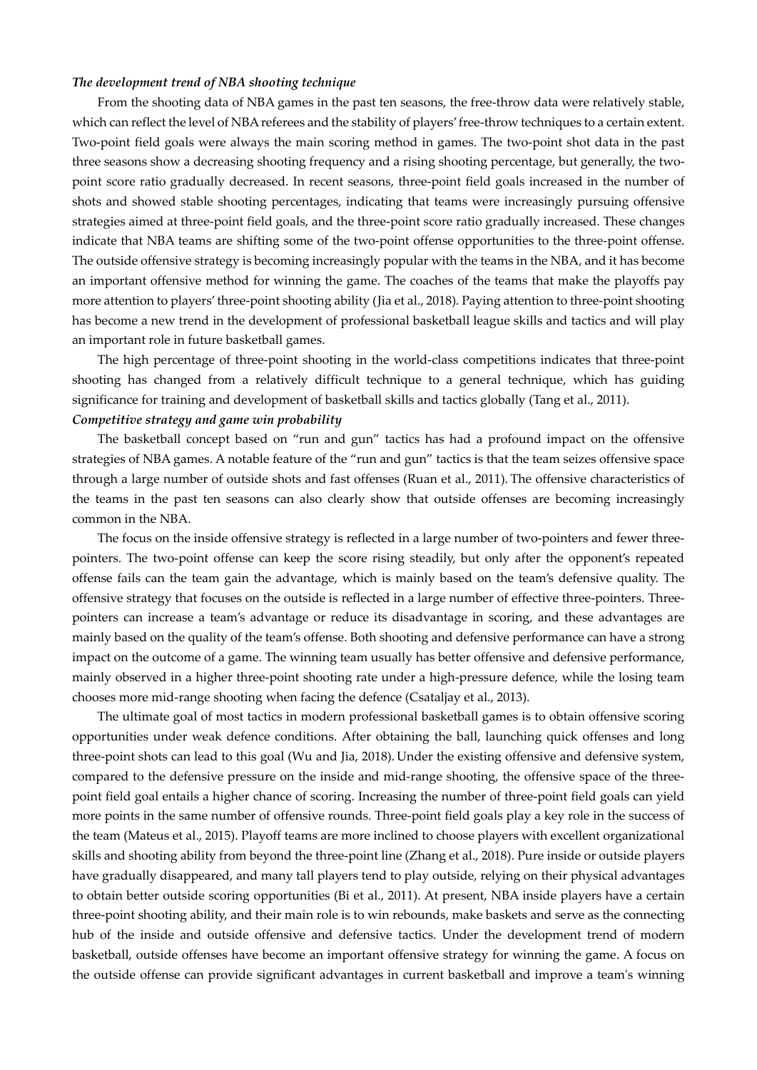***The development trend of NBA shooting technique***

From the shooting data of NBA games in the past ten seasons, the free-throw data were relatively stable, which can reflect the level of NBA referees and the stability of players' free-throw techniques to a certain extent. Two-point field goals were always the main scoring method in games. The two-point shot data in the past three seasons show a decreasing shooting frequency and a rising shooting percentage, but generally, the two-point score ratio gradually decreased. In recent seasons, three-point field goals increased in the number of shots and showed stable shooting percentages, indicating that teams were increasingly pursuing offensive strategies aimed at three-point field goals, and the three-point score ratio gradually increased. These changes indicate that NBA teams are shifting some of the two-point offense opportunities to the three-point offense. The outside offensive strategy is becoming increasingly popular with the teams in the NBA, and it has become an important offensive method for winning the game. The coaches of the teams that make the playoffs pay more attention to players' three-point shooting ability (Jia et al., 2018). Paying attention to three-point shooting has become a new trend in the development of professional basketball league skills and tactics and will play an important role in future basketball games.

The high percentage of three-point shooting in the world-class competitions indicates that three-point shooting has changed from a relatively difficult technique to a general technique, which has guiding significance for training and development of basketball skills and tactics globally (Tang et al., 2011).

***Competitive strategy and game win probability***

The basketball concept based on "run and gun" tactics has had a profound impact on the offensive strategies of NBA games. A notable feature of the "run and gun" tactics is that the team seizes offensive space through a large number of outside shots and fast offenses (Ruan et al., 2011). The offensive characteristics of the teams in the past ten seasons can also clearly show that outside offenses are becoming increasingly common in the NBA.

The focus on the inside offensive strategy is reflected in a large number of two-pointers and fewer three-pointers. The two-point offense can keep the score rising steadily, but only after the opponent's repeated offense fails can the team gain the advantage, which is mainly based on the team's defensive quality. The offensive strategy that focuses on the outside is reflected in a large number of effective three-pointers. Three-pointers can increase a team's advantage or reduce its disadvantage in scoring, and these advantages are mainly based on the quality of the team's offense. Both shooting and defensive performance can have a strong impact on the outcome of a game. The winning team usually has better offensive and defensive performance, mainly observed in a higher three-point shooting rate under a high-pressure defence, while the losing team chooses more mid-range shooting when facing the defence (Csataljay et al., 2013).

The ultimate goal of most tactics in modern professional basketball games is to obtain offensive scoring opportunities under weak defence conditions. After obtaining the ball, launching quick offenses and long three-point shots can lead to this goal (Wu and Jia, 2018). Under the existing offensive and defensive system, compared to the defensive pressure on the inside and mid-range shooting, the offensive space of the three-point field goal entails a higher chance of scoring. Increasing the number of three-point field goals can yield more points in the same number of offensive rounds. Three-point field goals play a key role in the success of the team (Mateus et al., 2015). Playoff teams are more inclined to choose players with excellent organizational skills and shooting ability from beyond the three-point line (Zhang et al., 2018). Pure inside or outside players have gradually disappeared, and many tall players tend to play outside, relying on their physical advantages to obtain better outside scoring opportunities (Bi et al., 2011). At present, NBA inside players have a certain three-point shooting ability, and their main role is to win rebounds, make baskets and serve as the connecting hub of the inside and outside offensive and defensive tactics. Under the development trend of modern basketball, outside offenses have become an important offensive strategy for winning the game. A focus on the outside offense can provide significant advantages in current basketball and improve a team's winning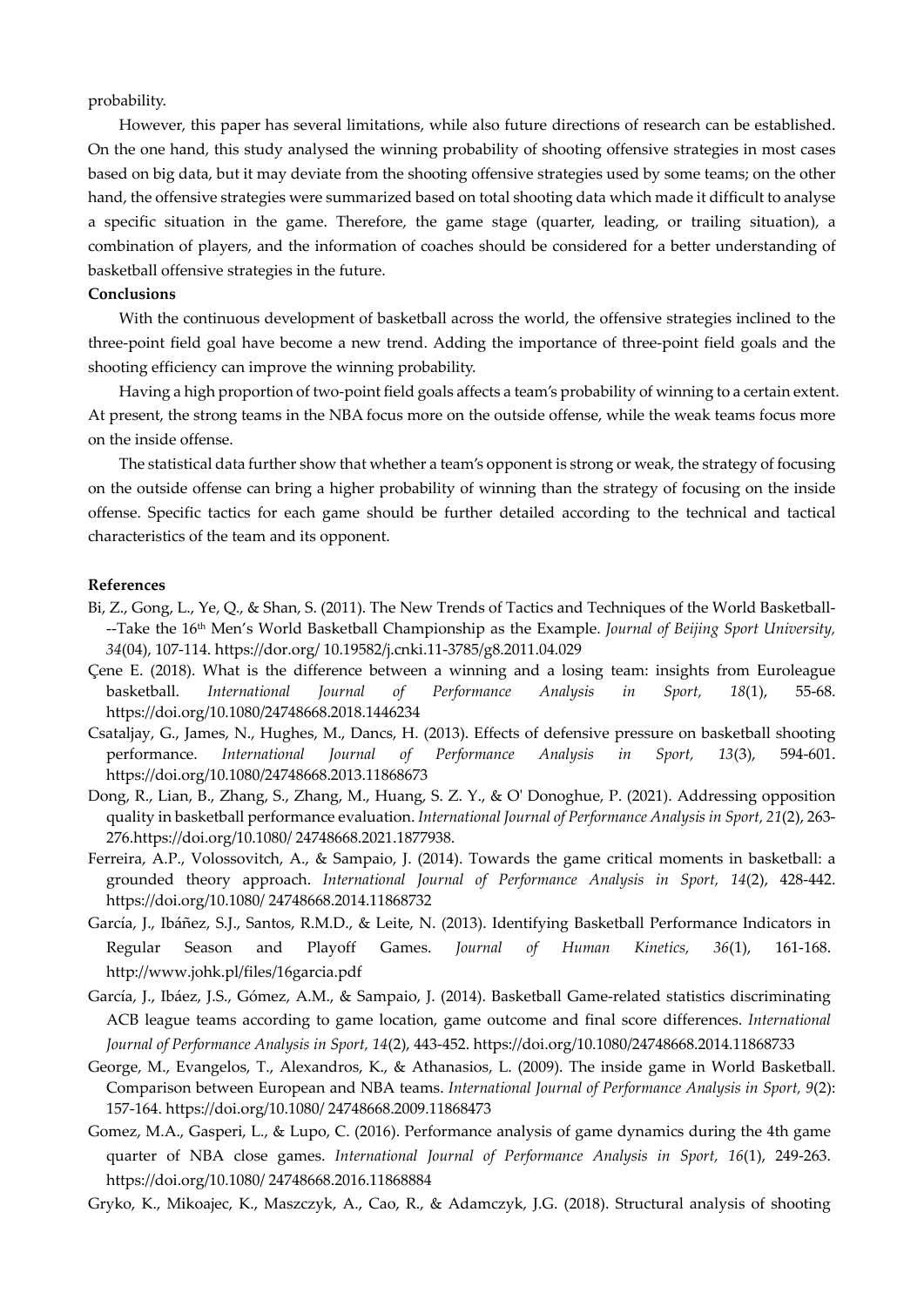probability.

However, this paper has several limitations, while also future directions of research can be established. On the one hand, this study analysed the winning probability of shooting offensive strategies in most cases based on big data, but it may deviate from the shooting offensive strategies used by some teams; on the other hand, the offensive strategies were summarized based on total shooting data which made it difficult to analyse a specific situation in the game. Therefore, the game stage (quarter, leading, or trailing situation), a combination of players, and the information of coaches should be considered for a better understanding of basketball offensive strategies in the future.

**Conclusions**

With the continuous development of basketball across the world, the offensive strategies inclined to the three-point field goal have become a new trend. Adding the importance of three-point field goals and the shooting efficiency can improve the winning probability.

Having a high proportion of two-point field goals affects a team's probability of winning to a certain extent. At present, the strong teams in the NBA focus more on the outside offense, while the weak teams focus more on the inside offense.

The statistical data further show that whether a team's opponent is strong or weak, the strategy of focusing on the outside offense can bring a higher probability of winning than the strategy of focusing on the inside offense. Specific tactics for each game should be further detailed according to the technical and tactical characteristics of the team and its opponent.

**References**

Bi, Z., Gong, L., Ye, Q., & Shan, S. (2011). The New Trends of Tactics and Techniques of the World Basketball---Take the 16th Men's World Basketball Championship as the Example. *Journal of Beijing Sport University, 34*(04), 107-114. https://dor.org/ 10.19582/j.cnki.11-3785/g8.2011.04.029

Çene E. (2018). What is the difference between a winning and a losing team: insights from Euroleague basketball. *International Journal of Performance Analysis in Sport, 18*(1), 55-68. https://doi.org/10.1080/24748668.2018.1446234

Csataljay, G., James, N., Hughes, M., Dancs, H. (2013). Effects of defensive pressure on basketball shooting performance. *International Journal of Performance Analysis in Sport, 13*(3), 594-601. https://doi.org/10.1080/24748668.2013.11868673

Dong, R., Lian, B., Zhang, S., Zhang, M., Huang, S. Z. Y., & O' Donoghue, P. (2021). Addressing opposition quality in basketball performance evaluation. *International Journal of Performance Analysis in Sport, 21*(2), 263-276.https://doi.org/10.1080/ 24748668.2021.1877938.

Ferreira, A.P., Volossovitch, A., & Sampaio, J. (2014). Towards the game critical moments in basketball: a grounded theory approach. *International Journal of Performance Analysis in Sport, 14*(2), 428-442. https://doi.org/10.1080/ 24748668.2014.11868732

García, J., Ibáñez, S.J., Santos, R.M.D., & Leite, N. (2013). Identifying Basketball Performance Indicators in Regular Season and Playoff Games. *Journal of Human Kinetics, 36*(1), 161-168. http://www.johk.pl/files/16garcia.pdf

García, J., Ibáez, J.S., Gómez, A.M., & Sampaio, J. (2014). Basketball Game-related statistics discriminating ACB league teams according to game location, game outcome and final score differences. *International Journal of Performance Analysis in Sport, 14*(2), 443-452. https://doi.org/10.1080/24748668.2014.11868733

George, M., Evangelos, T., Alexandros, K., & Athanasios, L. (2009). The inside game in World Basketball. Comparison between European and NBA teams. *International Journal of Performance Analysis in Sport, 9*(2): 157-164. https://doi.org/10.1080/ 24748668.2009.11868473

Gomez, M.A., Gasperi, L., & Lupo, C. (2016). Performance analysis of game dynamics during the 4th game quarter of NBA close games. *International Journal of Performance Analysis in Sport, 16*(1), 249-263. https://doi.org/10.1080/ 24748668.2016.11868884

Gryko, K., Mikoajec, K., Maszczyk, A., Cao, R., & Adamczyk, J.G. (2018). Structural analysis of shooting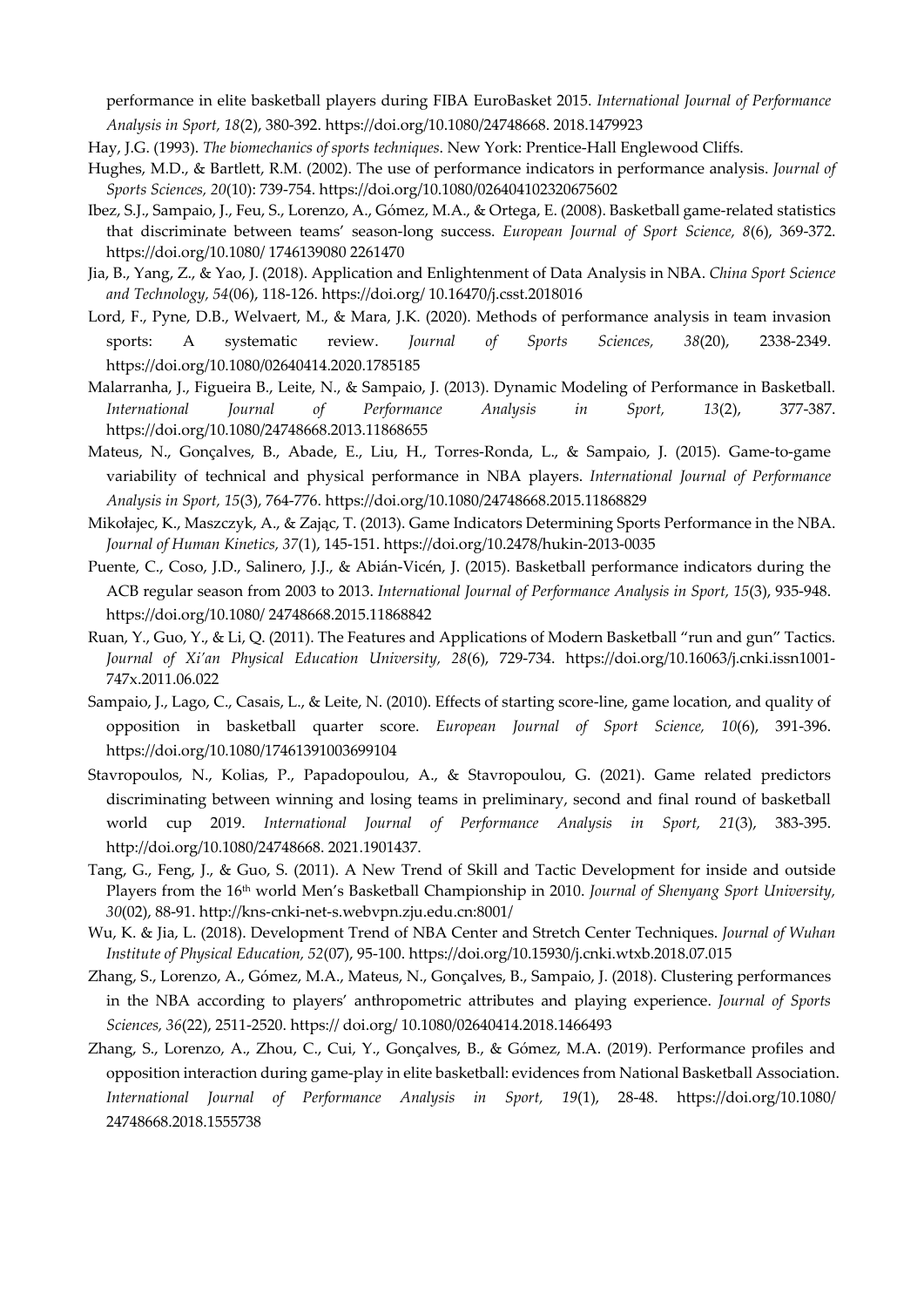performance in elite basketball players during FIBA EuroBasket 2015. *International Journal of Performance Analysis in Sport, 18*(2), 380-392. https://doi.org/10.1080/24748668. 2018.1479923

Hay, J.G. (1993). *The biomechanics of sports techniques*. New York: Prentice-Hall Englewood Cliffs.

Hughes, M.D., & Bartlett, R.M. (2002). The use of performance indicators in performance analysis. *Journal of Sports Sciences, 20*(10): 739-754. https://doi.org/10.1080/026404102320675602

Ibez, S.J., Sampaio, J., Feu, S., Lorenzo, A., Gómez, M.A., & Ortega, E. (2008). Basketball game-related statistics that discriminate between teams' season-long success. *European Journal of Sport Science, 8*(6), 369-372. https://doi.org/10.1080/ 1746139080 2261470

Jia, B., Yang, Z., & Yao, J. (2018). Application and Enlightenment of Data Analysis in NBA. *China Sport Science and Technology, 54*(06), 118-126. https://doi.org/ 10.16470/j.csst.2018016

Lord, F., Pyne, D.B., Welvaert, M., & Mara, J.K. (2020). Methods of performance analysis in team invasion sports: A systematic review. *Journal of Sports Sciences, 38*(20), 2338-2349. https://doi.org/10.1080/02640414.2020.1785185

Malarranha, J., Figueira B., Leite, N., & Sampaio, J. (2013). Dynamic Modeling of Performance in Basketball. *International Journal of Performance Analysis in Sport, 13*(2), 377-387. https://doi.org/10.1080/24748668.2013.11868655

Mateus, N., Gonçalves, B., Abade, E., Liu, H., Torres-Ronda, L., & Sampaio, J. (2015). Game-to-game variability of technical and physical performance in NBA players. *International Journal of Performance Analysis in Sport, 15*(3), 764-776. https://doi.org/10.1080/24748668.2015.11868829

Mikołajec, K., Maszczyk, A., & Zając, T. (2013). Game Indicators Determining Sports Performance in the NBA. *Journal of Human Kinetics, 37*(1), 145-151. https://doi.org/10.2478/hukin-2013-0035

Puente, C., Coso, J.D., Salinero, J.J., & Abián-Vicén, J. (2015). Basketball performance indicators during the ACB regular season from 2003 to 2013. *International Journal of Performance Analysis in Sport, 15*(3), 935-948. https://doi.org/10.1080/ 24748668.2015.11868842

Ruan, Y., Guo, Y., & Li, Q. (2011). The Features and Applications of Modern Basketball "run and gun" Tactics. *Journal of Xi'an Physical Education University, 28*(6), 729-734. https://doi.org/10.16063/j.cnki.issn1001-747x.2011.06.022

Sampaio, J., Lago, C., Casais, L., & Leite, N. (2010). Effects of starting score-line, game location, and quality of opposition in basketball quarter score. *European Journal of Sport Science, 10*(6), 391-396. https://doi.org/10.1080/17461391003699104

Stavropoulos, N., Kolias, P., Papadopoulou, A., & Stavropoulou, G. (2021). Game related predictors discriminating between winning and losing teams in preliminary, second and final round of basketball world cup 2019. *International Journal of Performance Analysis in Sport, 21*(3), 383-395. http://doi.org/10.1080/24748668. 2021.1901437.

Tang, G., Feng, J., & Guo, S. (2011). A New Trend of Skill and Tactic Development for inside and outside Players from the 16th world Men's Basketball Championship in 2010. *Journal of Shenyang Sport University, 30*(02), 88-91. http://kns-cnki-net-s.webvpn.zju.edu.cn:8001/

Wu, K. & Jia, L. (2018). Development Trend of NBA Center and Stretch Center Techniques. *Journal of Wuhan Institute of Physical Education, 52*(07), 95-100. https://doi.org/10.15930/j.cnki.wtxb.2018.07.015

Zhang, S., Lorenzo, A., Gómez, M.A., Mateus, N., Gonçalves, B., Sampaio, J. (2018). Clustering performances in the NBA according to players' anthropometric attributes and playing experience. *Journal of Sports Sciences, 36*(22), 2511-2520. https:// doi.org/ 10.1080/02640414.2018.1466493

Zhang, S., Lorenzo, A., Zhou, C., Cui, Y., Gonçalves, B., & Gómez, M.A. (2019). Performance profiles and opposition interaction during game-play in elite basketball: evidences from National Basketball Association. *International Journal of Performance Analysis in Sport, 19*(1), 28-48. https://doi.org/10.1080/ 24748668.2018.1555738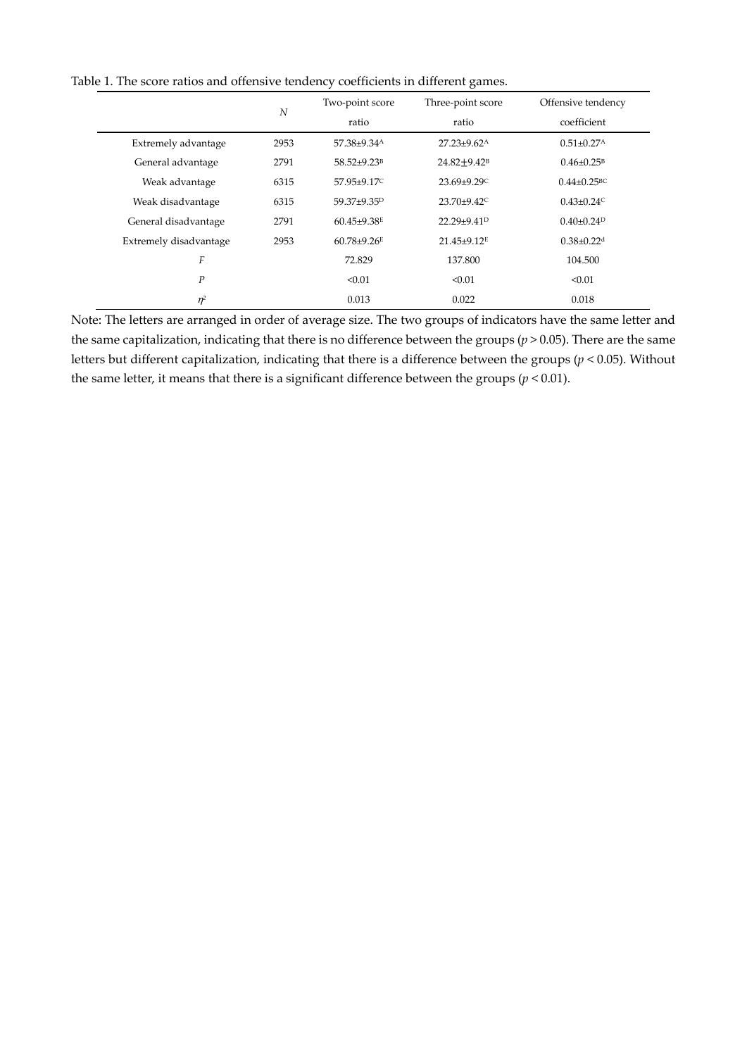Table 1. The score ratios and offensive tendency coefficients in different games.

| | $N$ | Two-point score ratio | Three-point score ratio | Offensive tendency coefficient |
|---|---|---|---|---|
| Extremely advantage | 2953 | $57.38{\pm}9.34^{A}$ | $27.23{\pm}9.62^{A}$ | $0.51{\pm}0.27^{A}$ |
| General advantage | 2791 | $58.52{\pm}9.23^{B}$ | $24.82{\pm}9.42^{B}$ | $0.46{\pm}0.25^{B}$ |
| Weak advantage | 6315 | $57.95{\pm}9.17^{C}$ | $23.69{\pm}9.29^{C}$ | $0.44{\pm}0.25^{BC}$ |
| Weak disadvantage | 6315 | $59.37{\pm}9.35^{D}$ | $23.70{\pm}9.42^{C}$ | $0.43{\pm}0.24^{C}$ |
| General disadvantage | 2791 | $60.45{\pm}9.38^{E}$ | $22.29{\pm}9.41^{D}$ | $0.40{\pm}0.24^{D}$ |
| Extremely disadvantage | 2953 | $60.78{\pm}9.26^{E}$ | $21.45{\pm}9.12^{E}$ | $0.38{\pm}0.22^{d}$ |
| $F$ | | 72.829 | 137.800 | 104.500 |
| $P$ | | <0.01 | <0.01 | <0.01 |
| $\eta^2$ | | 0.013 | 0.022 | 0.018 |

Note: The letters are arranged in order of average size. The two groups of indicators have the same letter and the same capitalization, indicating that there is no difference between the groups ($p > 0.05$). There are the same letters but different capitalization, indicating that there is a difference between the groups ($p < 0.05$). Without the same letter, it means that there is a significant difference between the groups ($p < 0.01$).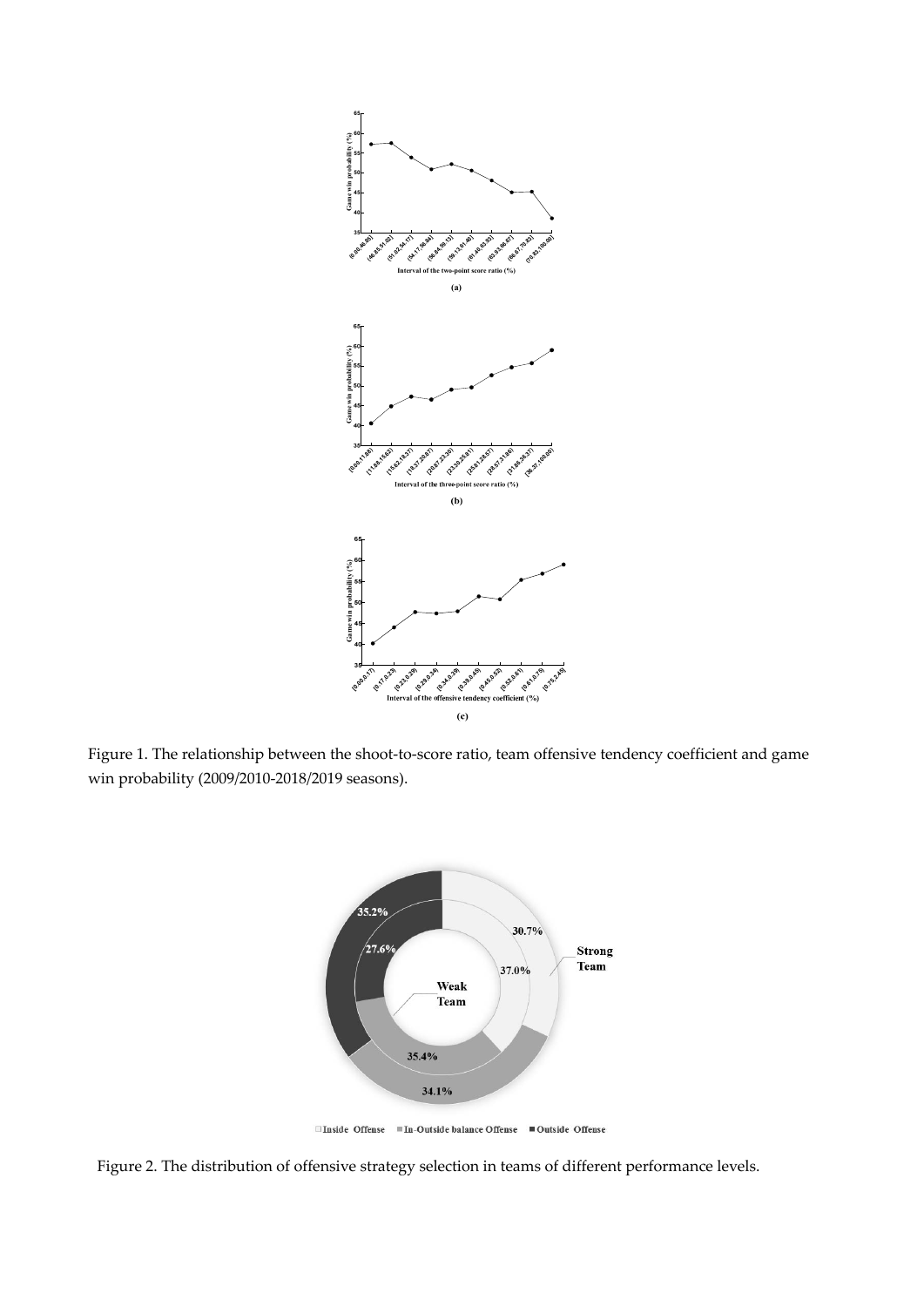Figure 1. The relationship between the shoot-to-score ratio, team offensive tendency coefficient and game win probability (2009/2010-2018/2019 seasons).

Figure 2. The distribution of offensive strategy selection in teams of different performance levels.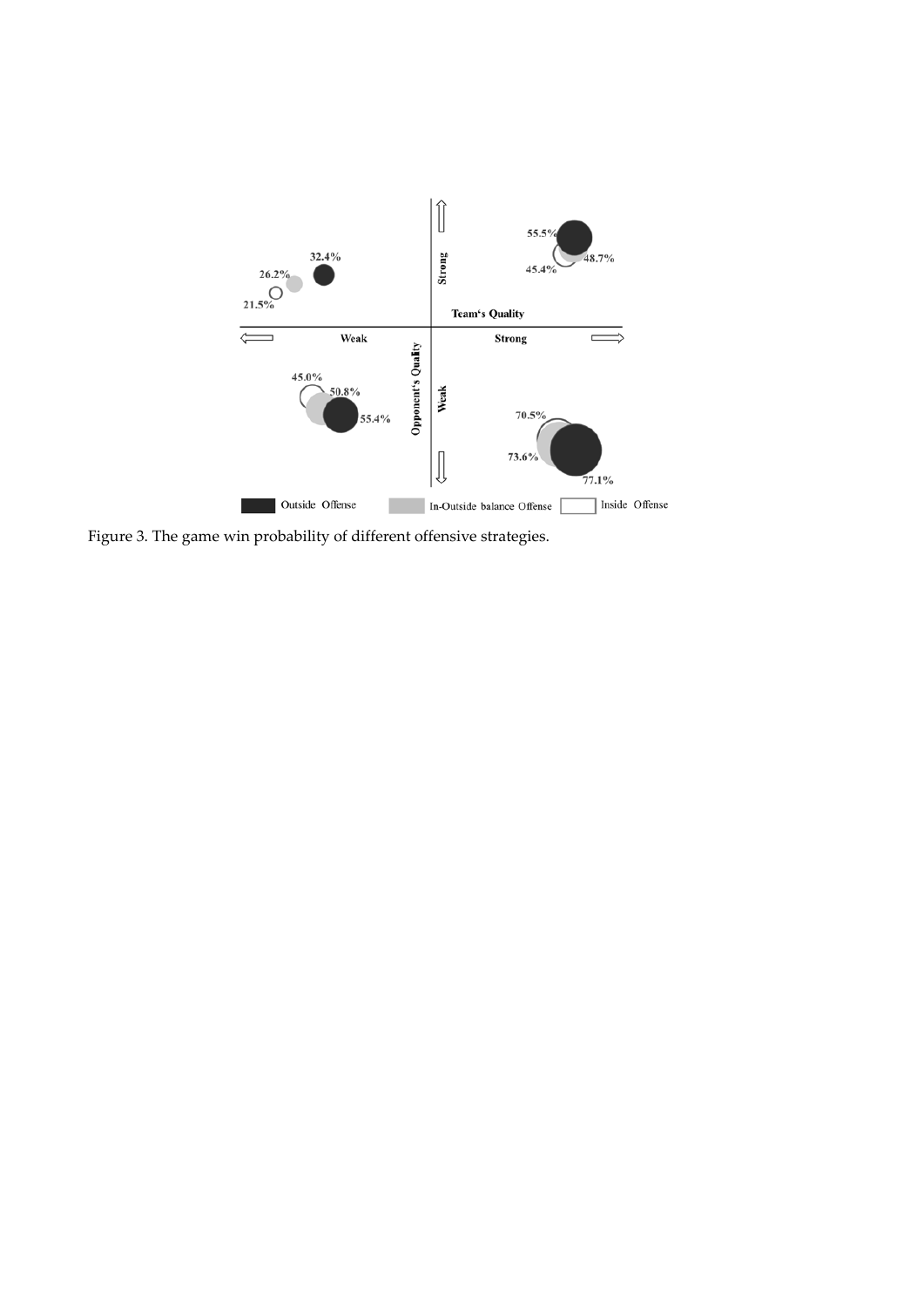Strong

Team's Quality

Weak

Strong

Opponent's Quality

Weak

32.4%

26.2%

21.5%

55.5%

48.7%

45.4%

45.0%

50.8%

55.4%

70.5%

73.6%

77.1%

Outside Offense

In-Outside balance Offense

Inside Offense

Figure 3. The game win probability of different offensive strategies.